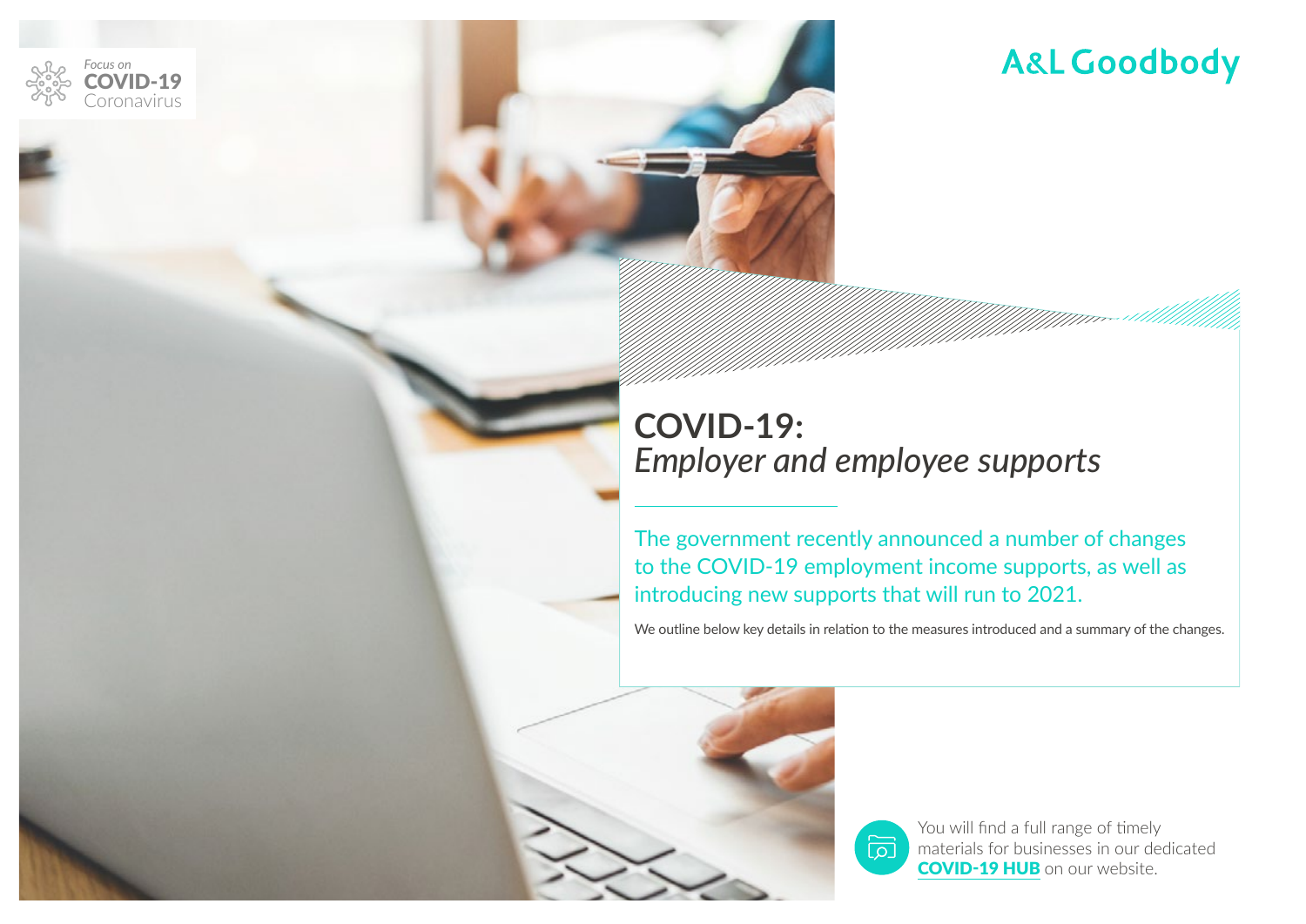Focus on **COVID-19** Coronavirus

A&L Goodbody

# COVID-19: *Employer and employee supports*

The government recently announced a number of changes to the COVID-19 employment income supports, as well as introducing new supports that will run to 2021.

We outline below key details in relation to the measures introduced and a summary of the changes.

You will find a full range of timely materials for businesses in our dedicated **COVID-19 HUB** on our website.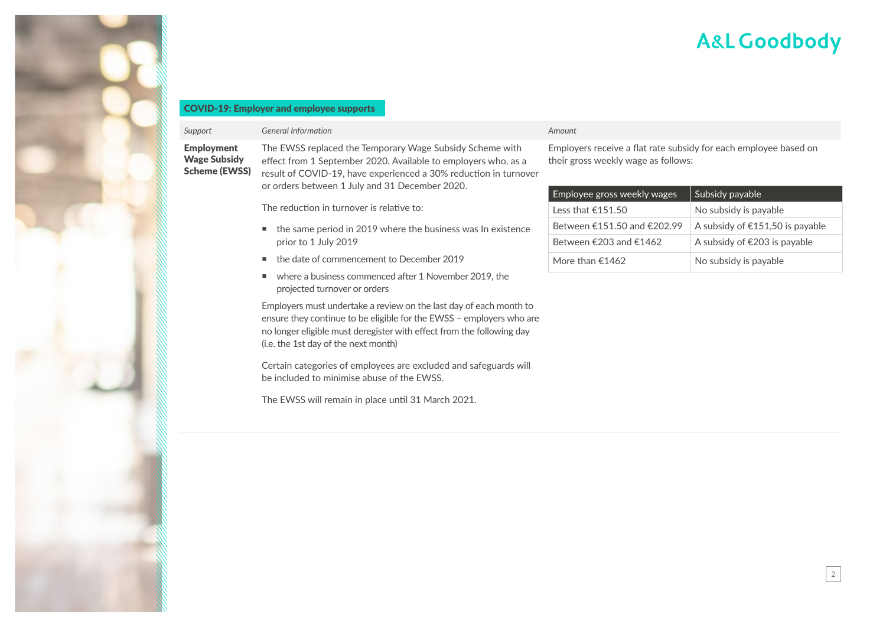## COVID-19: Employer and employee supports

| *Support* | *General Information* | *Amount* |
|---|---|---|
| **Employment Wage Subsidy Scheme (EWSS)** | The EWSS replaced the Temporary Wage Subsidy Scheme with effect from 1 September 2020. Available to employers who, as a result of COVID-19, have experienced a 30% reduction in turnover or orders between 1 July and 31 December 2020. | Employers receive a flat rate subsidy for each employee based on their gross weekly wage as follows: |

The reduction in turnover is relative to:

- the same period in 2019 where the business was In existence prior to 1 July 2019
- the date of commencement to December 2019
- where a business commenced after 1 November 2019, the projected turnover or orders

Employers must undertake a review on the last day of each month to ensure they continue to be eligible for the EWSS – employers who are no longer eligible must deregister with effect from the following day (i.e. the 1st day of the next month)

Certain categories of employees are excluded and safeguards will be included to minimise abuse of the EWSS.

The EWSS will remain in place until 31 March 2021.

| Employee gross weekly wages | Subsidy payable |
|---|---|
| Less that €151.50 | No subsidy is payable |
| Between €151.50 and €202.99 | A subsidy of €151,50 is payable |
| Between €203 and €1462 | A subsidy of €203 is payable |
| More than €1462 | No subsidy is payable |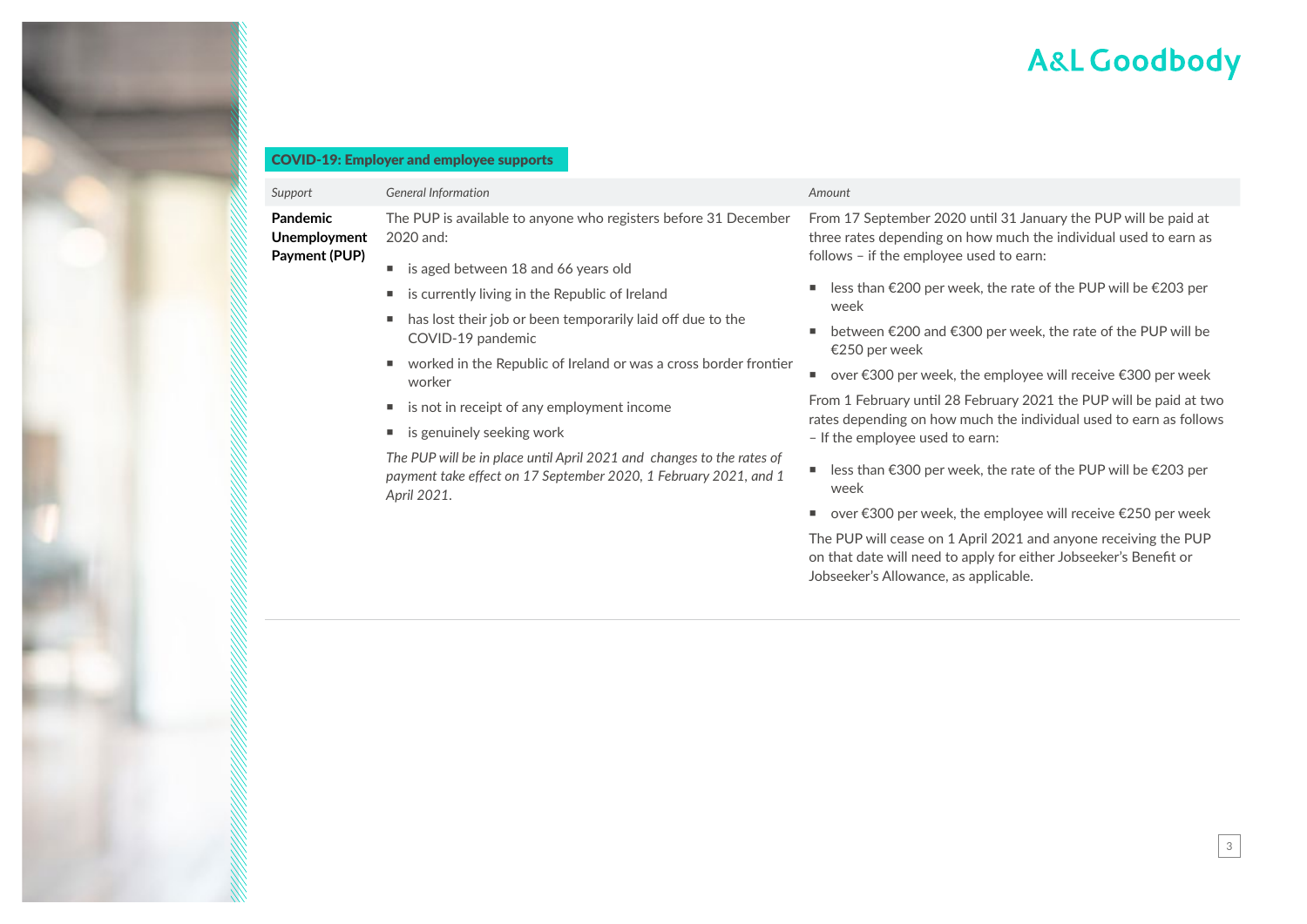## COVID-19: Employer and employee supports

| *Support* | *General Information* | *Amount* |
|---|---|---|
| **Pandemic Unemployment Payment (PUP)** | The PUP is available to anyone who registers before 31 December 2020 and:<br>▪ is aged between 18 and 66 years old<br>▪ is currently living in the Republic of Ireland<br>▪ has lost their job or been temporarily laid off due to the COVID-19 pandemic<br>▪ worked in the Republic of Ireland or was a cross border frontier worker<br>▪ is not in receipt of any employment income<br>▪ is genuinely seeking work<br>*The PUP will be in place until April 2021 and changes to the rates of payment take effect on 17 September 2020, 1 February 2021, and 1 April 2021.* | From 17 September 2020 until 31 January the PUP will be paid at three rates depending on how much the individual used to earn as follows – if the employee used to earn:<br>▪ less than €200 per week, the rate of the PUP will be €203 per week<br>▪ between €200 and €300 per week, the rate of the PUP will be €250 per week<br>▪ over €300 per week, the employee will receive €300 per week<br>From 1 February until 28 February 2021 the PUP will be paid at two rates depending on how much the individual used to earn as follows – If the employee used to earn:<br>▪ less than €300 per week, the rate of the PUP will be €203 per week<br>▪ over €300 per week, the employee will receive €250 per week<br>The PUP will cease on 1 April 2021 and anyone receiving the PUP on that date will need to apply for either Jobseeker's Benefit or Jobseeker's Allowance, as applicable. |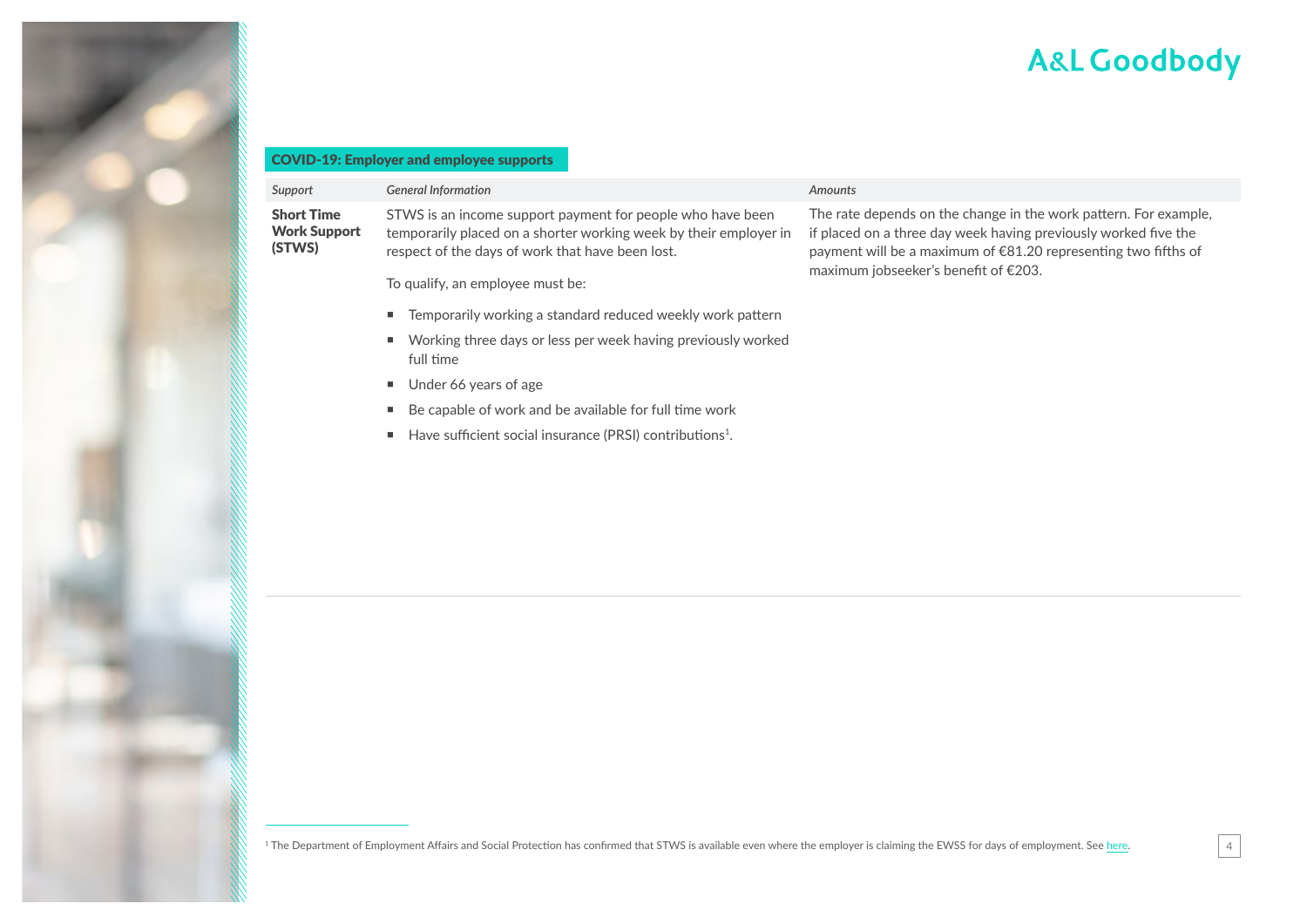## COVID-19: Employer and employee supports

| *Support* | *General Information* | *Amounts* |
|---|---|---|
| **Short Time Work Support (STWS)** | STWS is an income support payment for people who have been temporarily placed on a shorter working week by their employer in respect of the days of work that have been lost.<br><br>To qualify, an employee must be:<br><br>▪ Temporarily working a standard reduced weekly work pattern<br>▪ Working three days or less per week having previously worked full time<br>▪ Under 66 years of age<br>▪ Be capable of work and be available for full time work<br>▪ Have sufficient social insurance (PRSI) contributions[1]. | The rate depends on the change in the work pattern. For example, if placed on a three day week having previously worked five the payment will be a maximum of €81.20 representing two fifths of maximum jobseeker's benefit of €203. |

[1] The Department of Employment Affairs and Social Protection has confirmed that STWS is available even where the employer is claiming the EWSS for days of employment. See here.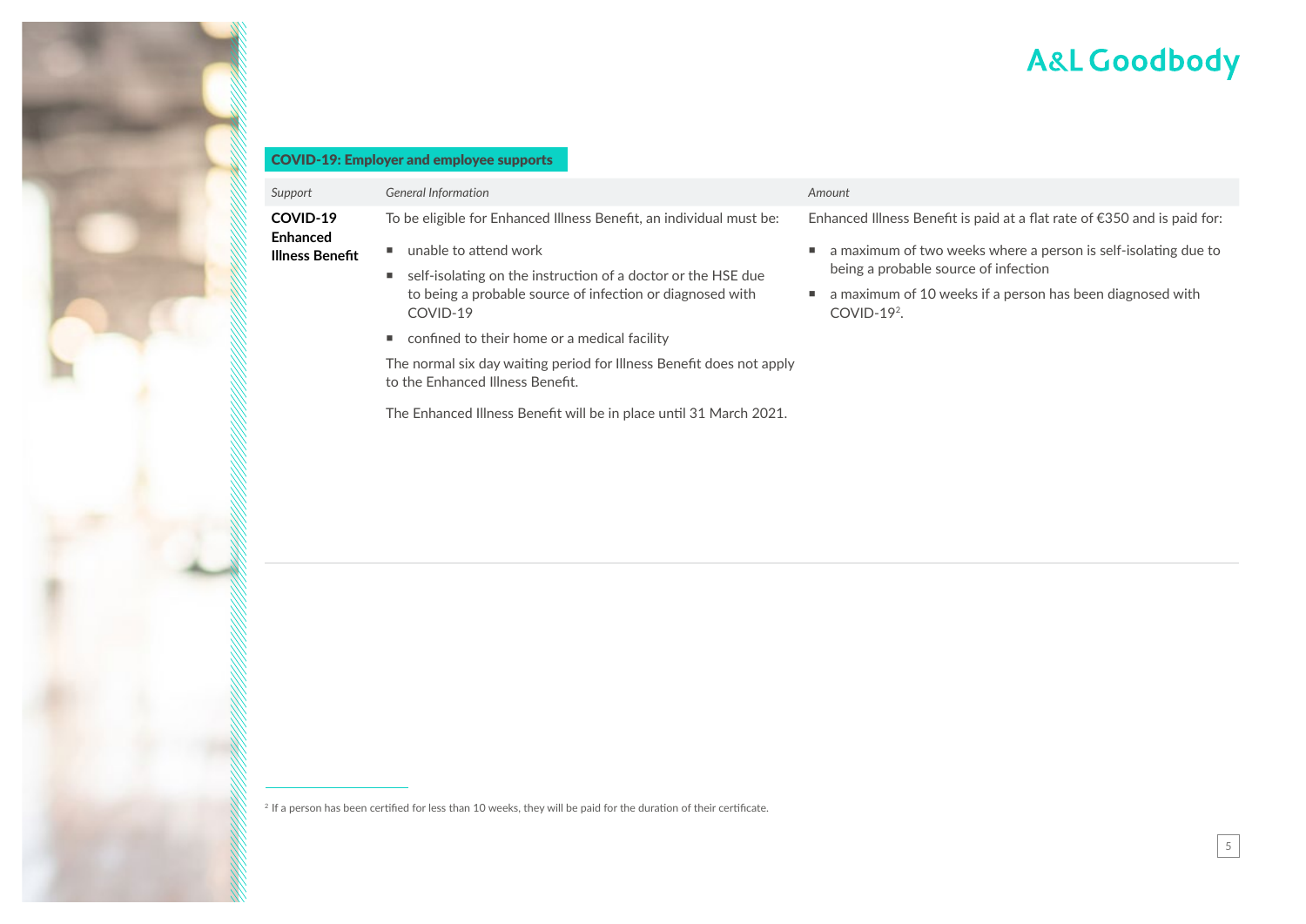## COVID-19: Employer and employee supports

| *Support* | *General Information* | *Amount* |
|---|---|---|
| **COVID-19 Enhanced Illness Benefit** | To be eligible for Enhanced Illness Benefit, an individual must be:<br>▪ unable to attend work<br>▪ self-isolating on the instruction of a doctor or the HSE due to being a probable source of infection or diagnosed with COVID-19<br>▪ confined to their home or a medical facility<br>The normal six day waiting period for Illness Benefit does not apply to the Enhanced Illness Benefit.<br>The Enhanced Illness Benefit will be in place until 31 March 2021. | Enhanced Illness Benefit is paid at a flat rate of €350 and is paid for:<br>▪ a maximum of two weeks where a person is self-isolating due to being a probable source of infection<br>▪ a maximum of 10 weeks if a person has been diagnosed with COVID-19[2]. |

[2] If a person has been certified for less than 10 weeks, they will be paid for the duration of their certificate.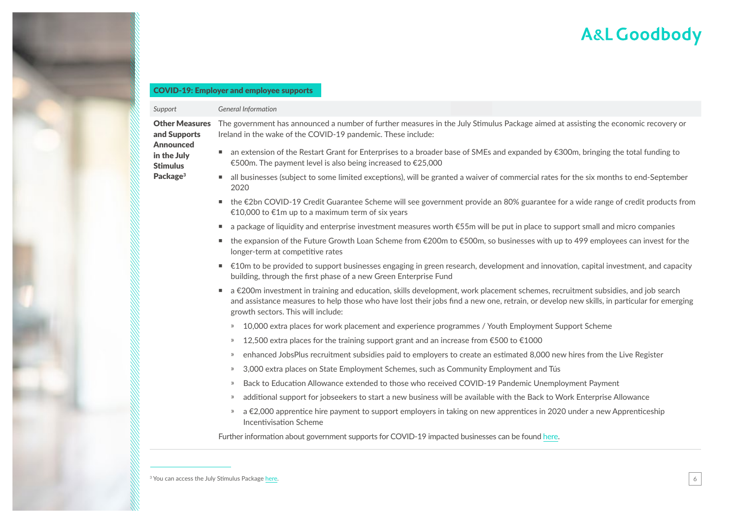## COVID-19: Employer and employee supports

| *Support* | *General Information* |
|---|---|
| **Other Measures and Supports Announced in the July Stimulus Package**[3] | The government has announced a number of further measures in the July Stimulus Package aimed at assisting the economic recovery or Ireland in the wake of the COVID-19 pandemic. These include:<br>▪ an extension of the Restart Grant for Enterprises to a broader base of SMEs and expanded by €300m, bringing the total funding to €500m. The payment level is also being increased to €25,000<br>▪ all businesses (subject to some limited exceptions), will be granted a waiver of commercial rates for the six months to end-September 2020<br>▪ the €2bn COVID-19 Credit Guarantee Scheme will see government provide an 80% guarantee for a wide range of credit products from €10,000 to €1m up to a maximum term of six years<br>▪ a package of liquidity and enterprise investment measures worth €55m will be put in place to support small and micro companies<br>▪ the expansion of the Future Growth Loan Scheme from €200m to €500m, so businesses with up to 499 employees can invest for the longer-term at competitive rates<br>▪ €10m to be provided to support businesses engaging in green research, development and innovation, capital investment, and capacity building, through the first phase of a new Green Enterprise Fund<br>▪ a €200m investment in training and education, skills development, work placement schemes, recruitment subsidies, and job search and assistance measures to help those who have lost their jobs find a new one, retrain, or develop new skills, in particular for emerging growth sectors. This will include:<br>» 10,000 extra places for work placement and experience programmes / Youth Employment Support Scheme<br>» 12,500 extra places for the training support grant and an increase from €500 to €1000<br>» enhanced JobsPlus recruitment subsidies paid to employers to create an estimated 8,000 new hires from the Live Register<br>» 3,000 extra places on State Employment Schemes, such as Community Employment and Tús<br>» Back to Education Allowance extended to those who received COVID-19 Pandemic Unemployment Payment<br>» additional support for jobseekers to start a new business will be available with the Back to Work Enterprise Allowance<br>» a €2,000 apprentice hire payment to support employers in taking on new apprentices in 2020 under a new Apprenticeship Incentivisation Scheme<br>Further information about government supports for COVID-19 impacted businesses can be found here. |

[3] You can access the July Stimulus Package here.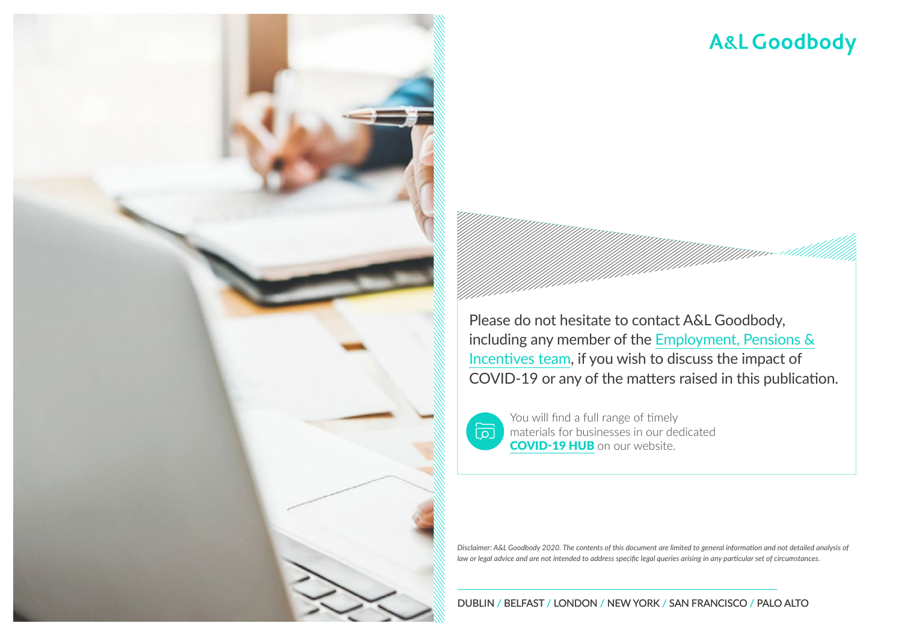A&L Goodbody

Please do not hesitate to contact A&L Goodbody, including any member of the Employment, Pensions & Incentives team, if you wish to discuss the impact of COVID-19 or any of the matters raised in this publication.

You will find a full range of timely materials for businesses in our dedicated **COVID-19 HUB** on our website.

*Disclaimer: A&L Goodbody 2020. The contents of this document are limited to general information and not detailed analysis of law or legal advice and are not intended to address specific legal queries arising in any particular set of circumstances.*

DUBLIN / BELFAST / LONDON / NEW YORK / SAN FRANCISCO / PALO ALTO